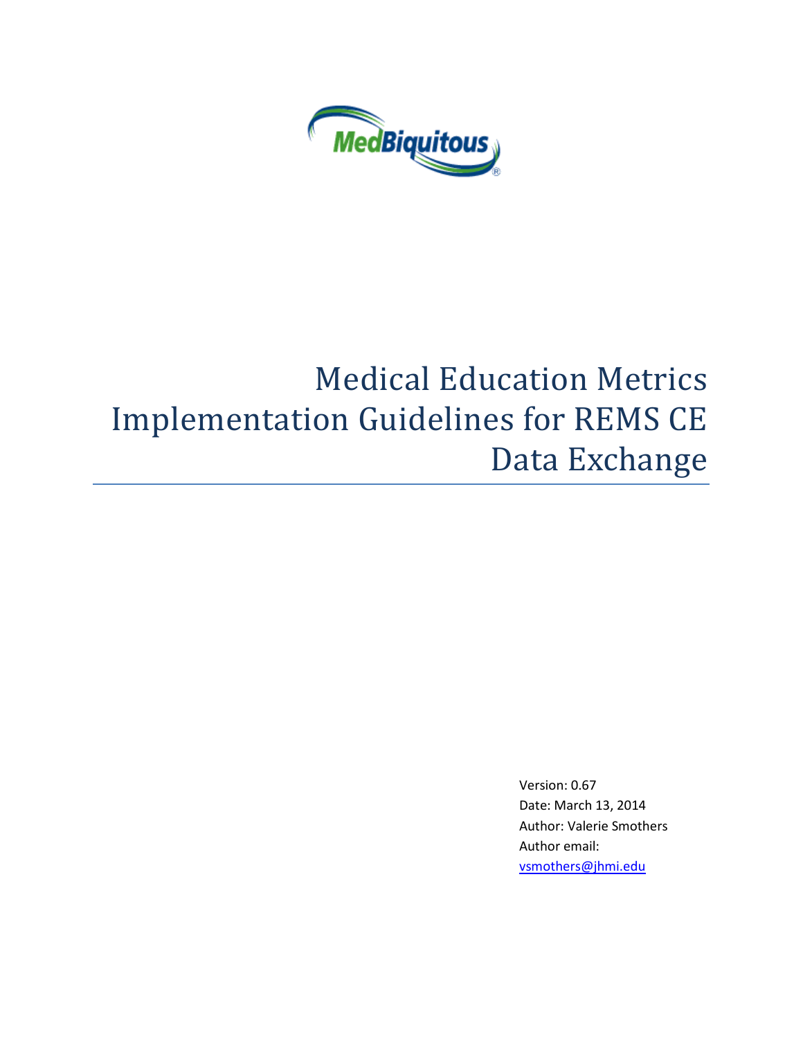MedBiquitous

# Medical Education Metrics Implementation Guidelines for REMS CE Data Exchange

Version: 0.67

Date: March 13, 2014

Author: Valerie Smothers

Author email: vsmothers@jhmi.edu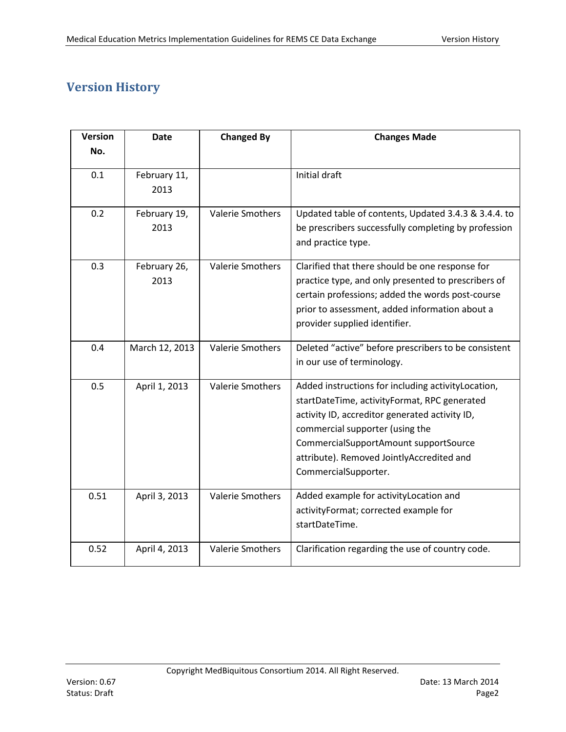# Version History

| Version No. | Date | Changed By | Changes Made |
|---|---|---|---|
| 0.1 | February 11, 2013 | | Initial draft |
| 0.2 | February 19, 2013 | Valerie Smothers | Updated table of contents, Updated 3.4.3 & 3.4.4. to be prescribers successfully completing by profession and practice type. |
| 0.3 | February 26, 2013 | Valerie Smothers | Clarified that there should be one response for practice type, and only presented to prescribers of certain professions; added the words post-course prior to assessment, added information about a provider supplied identifier. |
| 0.4 | March 12, 2013 | Valerie Smothers | Deleted "active" before prescribers to be consistent in our use of terminology. |
| 0.5 | April 1, 2013 | Valerie Smothers | Added instructions for including activityLocation, startDateTime, activityFormat, RPC generated activity ID, accreditor generated activity ID, commercial supporter (using the CommercialSupportAmount supportSource attribute). Removed JointlyAccredited and CommercialSupporter. |
| 0.51 | April 3, 2013 | Valerie Smothers | Added example for activityLocation and activityFormat; corrected example for startDateTime. |
| 0.52 | April 4, 2013 | Valerie Smothers | Clarification regarding the use of country code. |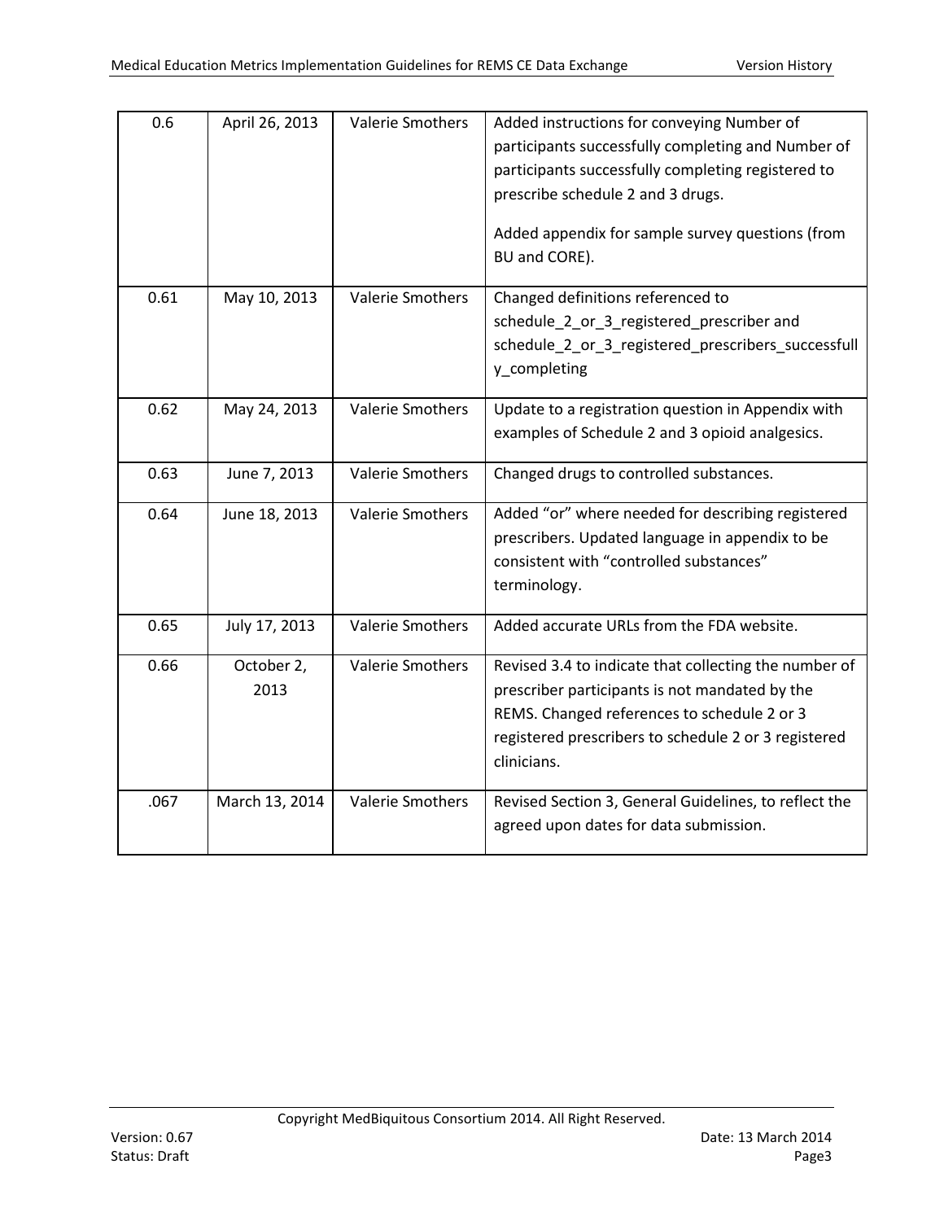| 0.6 | April 26, 2013 | Valerie Smothers | Added instructions for conveying Number of participants successfully completing and Number of participants successfully completing registered to prescribe schedule 2 and 3 drugs.<br><br>Added appendix for sample survey questions (from BU and CORE). |
|---|---|---|---|
| 0.61 | May 10, 2013 | Valerie Smothers | Changed definitions referenced to schedule_2_or_3_registered_prescriber and schedule_2_or_3_registered_prescribers_successfully_completing |
| 0.62 | May 24, 2013 | Valerie Smothers | Update to a registration question in Appendix with examples of Schedule 2 and 3 opioid analgesics. |
| 0.63 | June 7, 2013 | Valerie Smothers | Changed drugs to controlled substances. |
| 0.64 | June 18, 2013 | Valerie Smothers | Added "or" where needed for describing registered prescribers. Updated language in appendix to be consistent with "controlled substances" terminology. |
| 0.65 | July 17, 2013 | Valerie Smothers | Added accurate URLs from the FDA website. |
| 0.66 | October 2, 2013 | Valerie Smothers | Revised 3.4 to indicate that collecting the number of prescriber participants is not mandated by the REMS. Changed references to schedule 2 or 3 registered prescribers to schedule 2 or 3 registered clinicians. |
| .067 | March 13, 2014 | Valerie Smothers | Revised Section 3, General Guidelines, to reflect the agreed upon dates for data submission. |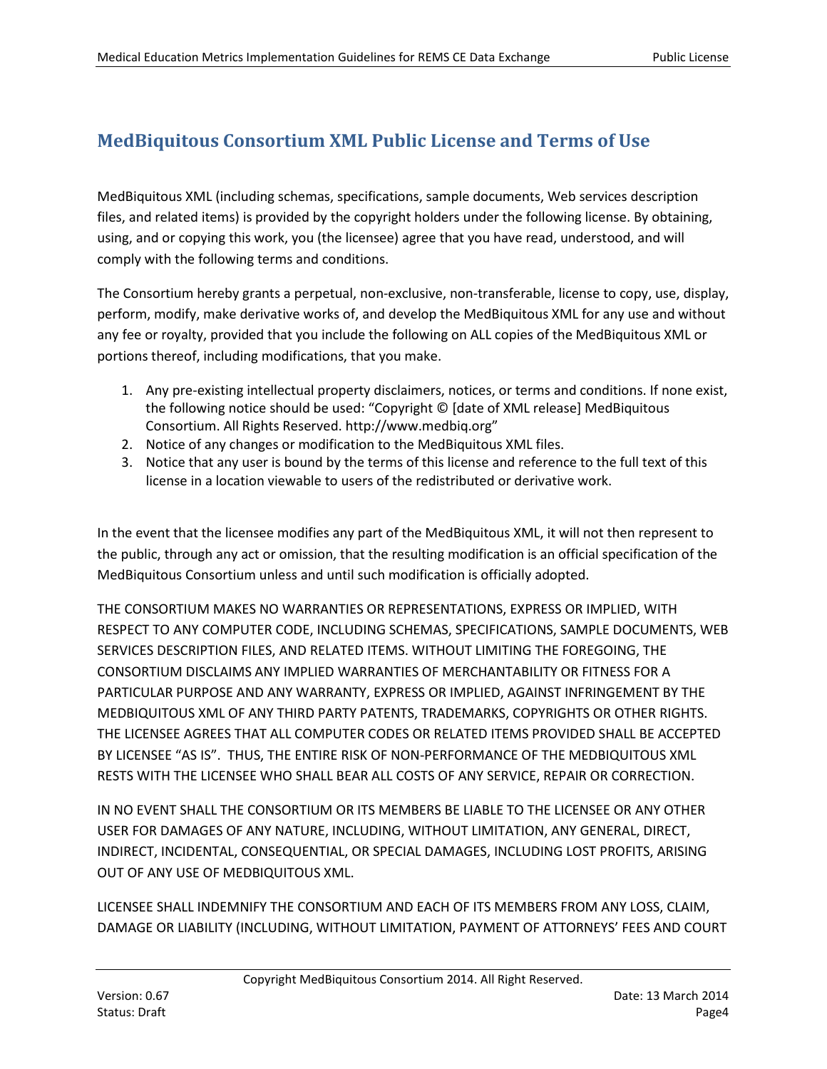## MedBiquitous Consortium XML Public License and Terms of Use

MedBiquitous XML (including schemas, specifications, sample documents, Web services description files, and related items) is provided by the copyright holders under the following license. By obtaining, using, and or copying this work, you (the licensee) agree that you have read, understood, and will comply with the following terms and conditions.

The Consortium hereby grants a perpetual, non-exclusive, non-transferable, license to copy, use, display, perform, modify, make derivative works of, and develop the MedBiquitous XML for any use and without any fee or royalty, provided that you include the following on ALL copies of the MedBiquitous XML or portions thereof, including modifications, that you make.

1. Any pre-existing intellectual property disclaimers, notices, or terms and conditions. If none exist, the following notice should be used: “Copyright © [date of XML release] MedBiquitous Consortium. All Rights Reserved. http://www.medbiq.org”
2. Notice of any changes or modification to the MedBiquitous XML files.
3. Notice that any user is bound by the terms of this license and reference to the full text of this license in a location viewable to users of the redistributed or derivative work.

In the event that the licensee modifies any part of the MedBiquitous XML, it will not then represent to the public, through any act or omission, that the resulting modification is an official specification of the MedBiquitous Consortium unless and until such modification is officially adopted.

THE CONSORTIUM MAKES NO WARRANTIES OR REPRESENTATIONS, EXPRESS OR IMPLIED, WITH RESPECT TO ANY COMPUTER CODE, INCLUDING SCHEMAS, SPECIFICATIONS, SAMPLE DOCUMENTS, WEB SERVICES DESCRIPTION FILES, AND RELATED ITEMS. WITHOUT LIMITING THE FOREGOING, THE CONSORTIUM DISCLAIMS ANY IMPLIED WARRANTIES OF MERCHANTABILITY OR FITNESS FOR A PARTICULAR PURPOSE AND ANY WARRANTY, EXPRESS OR IMPLIED, AGAINST INFRINGEMENT BY THE MEDBIQUITOUS XML OF ANY THIRD PARTY PATENTS, TRADEMARKS, COPYRIGHTS OR OTHER RIGHTS. THE LICENSEE AGREES THAT ALL COMPUTER CODES OR RELATED ITEMS PROVIDED SHALL BE ACCEPTED BY LICENSEE “AS IS”. THUS, THE ENTIRE RISK OF NON-PERFORMANCE OF THE MEDBIQUITOUS XML RESTS WITH THE LICENSEE WHO SHALL BEAR ALL COSTS OF ANY SERVICE, REPAIR OR CORRECTION.

IN NO EVENT SHALL THE CONSORTIUM OR ITS MEMBERS BE LIABLE TO THE LICENSEE OR ANY OTHER USER FOR DAMAGES OF ANY NATURE, INCLUDING, WITHOUT LIMITATION, ANY GENERAL, DIRECT, INDIRECT, INCIDENTAL, CONSEQUENTIAL, OR SPECIAL DAMAGES, INCLUDING LOST PROFITS, ARISING OUT OF ANY USE OF MEDBIQUITOUS XML.

LICENSEE SHALL INDEMNIFY THE CONSORTIUM AND EACH OF ITS MEMBERS FROM ANY LOSS, CLAIM, DAMAGE OR LIABILITY (INCLUDING, WITHOUT LIMITATION, PAYMENT OF ATTORNEYS’ FEES AND COURT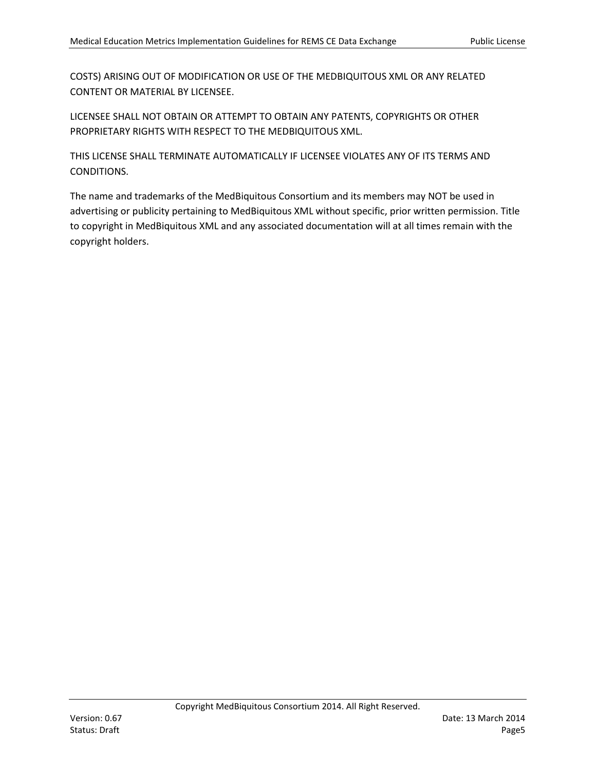COSTS) ARISING OUT OF MODIFICATION OR USE OF THE MEDBIQUITOUS XML OR ANY RELATED CONTENT OR MATERIAL BY LICENSEE.

LICENSEE SHALL NOT OBTAIN OR ATTEMPT TO OBTAIN ANY PATENTS, COPYRIGHTS OR OTHER PROPRIETARY RIGHTS WITH RESPECT TO THE MEDBIQUITOUS XML.

THIS LICENSE SHALL TERMINATE AUTOMATICALLY IF LICENSEE VIOLATES ANY OF ITS TERMS AND CONDITIONS.

The name and trademarks of the MedBiquitous Consortium and its members may NOT be used in advertising or publicity pertaining to MedBiquitous XML without specific, prior written permission. Title to copyright in MedBiquitous XML and any associated documentation will at all times remain with the copyright holders.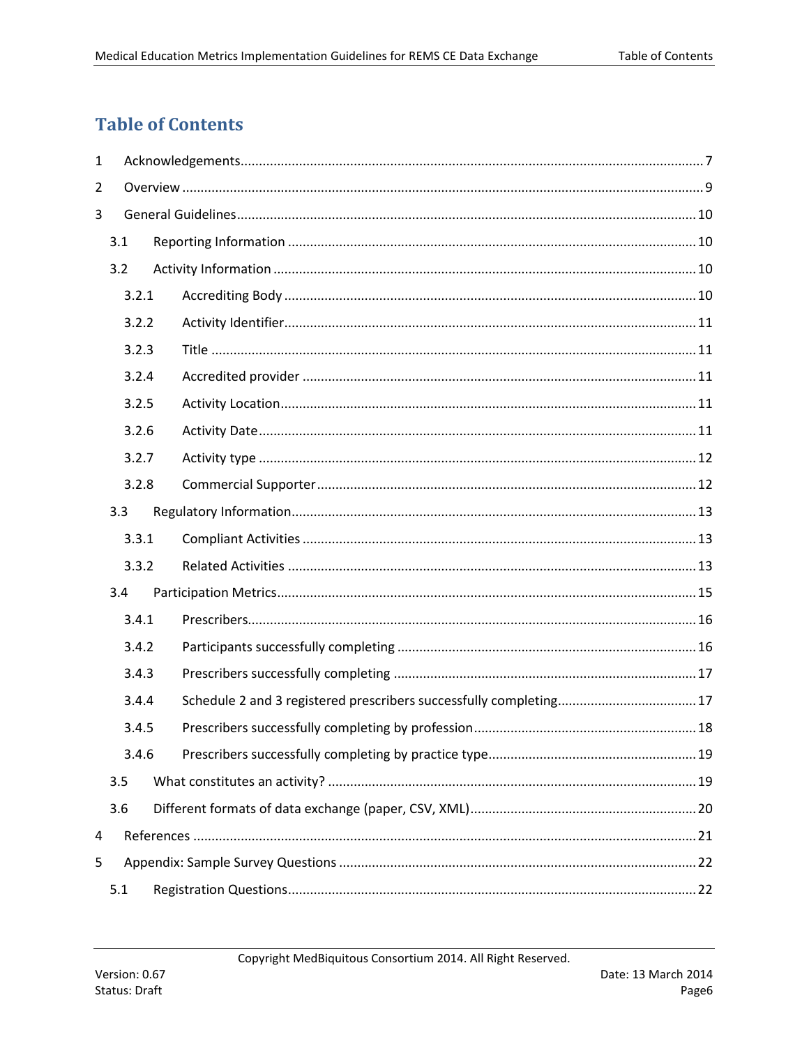# Table of Contents

1 Acknowledgements ........................................................................................................ 7

2 Overview ........................................................................................................................ 9

3 General Guidelines ........................................................................................................ 10

3.1 Reporting Information ............................................................................................. 10

3.2 Activity Information ................................................................................................. 10

3.2.1 Accrediting Body ................................................................................................ 10

3.2.2 Activity Identifier ................................................................................................ 11

3.2.3 Title .................................................................................................................... 11

3.2.4 Accredited provider ............................................................................................ 11

3.2.5 Activity Location ................................................................................................. 11

3.2.6 Activity Date ....................................................................................................... 11

3.2.7 Activity type ........................................................................................................ 12

3.2.8 Commercial Supporter ........................................................................................ 12

3.3 Regulatory Information ............................................................................................ 13

3.3.1 Compliant Activities ........................................................................................... 13

3.3.2 Related Activities ................................................................................................ 13

3.4 Participation Metrics ................................................................................................ 15

3.4.1 Prescribers .......................................................................................................... 16

3.4.2 Participants successfully completing .................................................................. 16

3.4.3 Prescribers successfully completing ................................................................... 17

3.4.4 Schedule 2 and 3 registered prescribers successfully completing ...................... 17

3.4.5 Prescribers successfully completing by profession ............................................. 18

3.4.6 Prescribers successfully completing by practice type .......................................... 19

3.5 What constitutes an activity? ................................................................................... 19

3.6 Different formats of data exchange (paper, CSV, XML) ........................................... 20

4 References ..................................................................................................................... 21

5 Appendix: Sample Survey Questions ............................................................................. 22

5.1 Registration Questions ............................................................................................. 22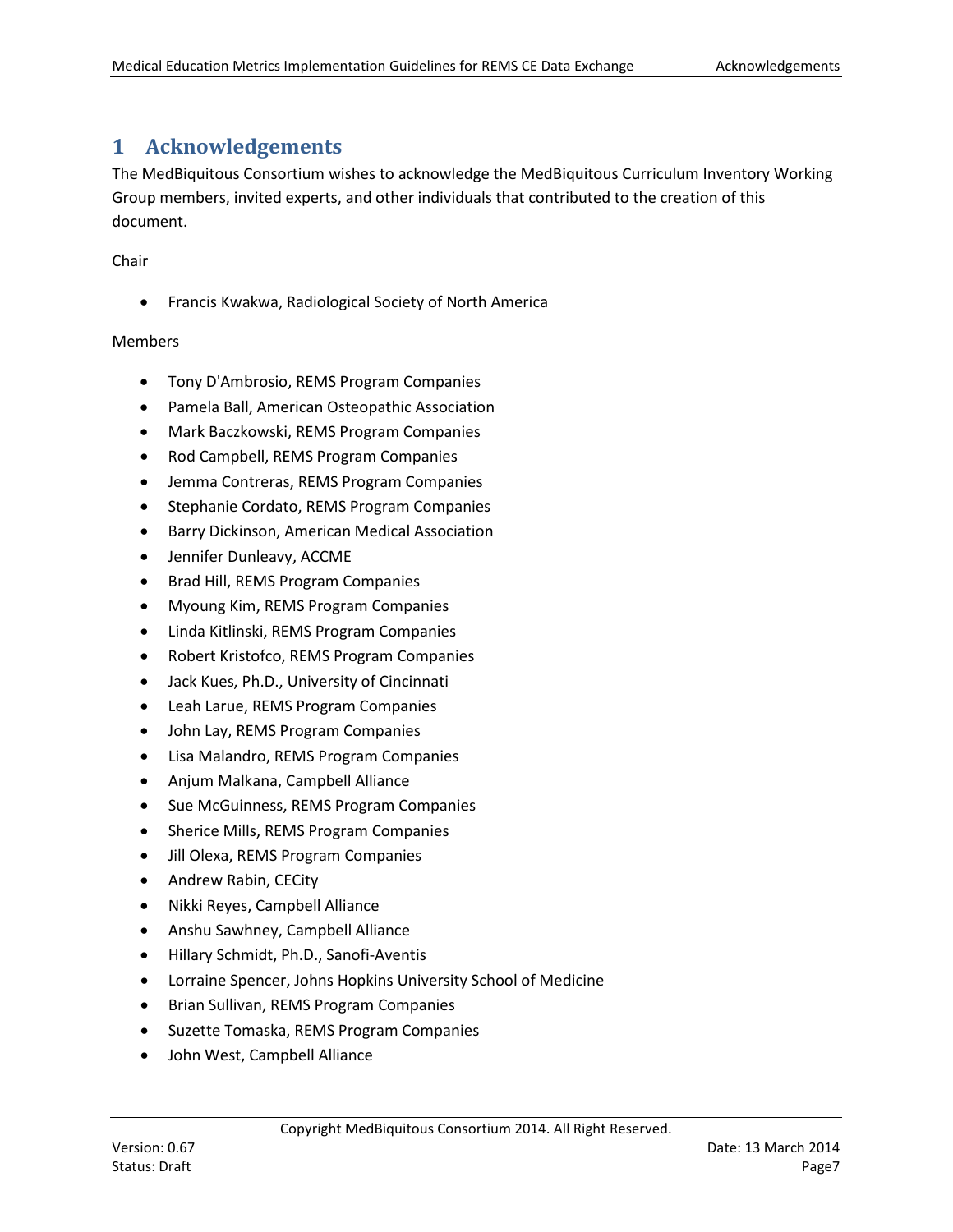# 1 Acknowledgements

The MedBiquitous Consortium wishes to acknowledge the MedBiquitous Curriculum Inventory Working Group members, invited experts, and other individuals that contributed to the creation of this document.

Chair

- Francis Kwakwa, Radiological Society of North America

Members

- Tony D'Ambrosio, REMS Program Companies
- Pamela Ball, American Osteopathic Association
- Mark Baczkowski, REMS Program Companies
- Rod Campbell, REMS Program Companies
- Jemma Contreras, REMS Program Companies
- Stephanie Cordato, REMS Program Companies
- Barry Dickinson, American Medical Association
- Jennifer Dunleavy, ACCME
- Brad Hill, REMS Program Companies
- Myoung Kim, REMS Program Companies
- Linda Kitlinski, REMS Program Companies
- Robert Kristofco, REMS Program Companies
- Jack Kues, Ph.D., University of Cincinnati
- Leah Larue, REMS Program Companies
- John Lay, REMS Program Companies
- Lisa Malandro, REMS Program Companies
- Anjum Malkana, Campbell Alliance
- Sue McGuinness, REMS Program Companies
- Sherice Mills, REMS Program Companies
- Jill Olexa, REMS Program Companies
- Andrew Rabin, CECity
- Nikki Reyes, Campbell Alliance
- Anshu Sawhney, Campbell Alliance
- Hillary Schmidt, Ph.D., Sanofi-Aventis
- Lorraine Spencer, Johns Hopkins University School of Medicine
- Brian Sullivan, REMS Program Companies
- Suzette Tomaska, REMS Program Companies
- John West, Campbell Alliance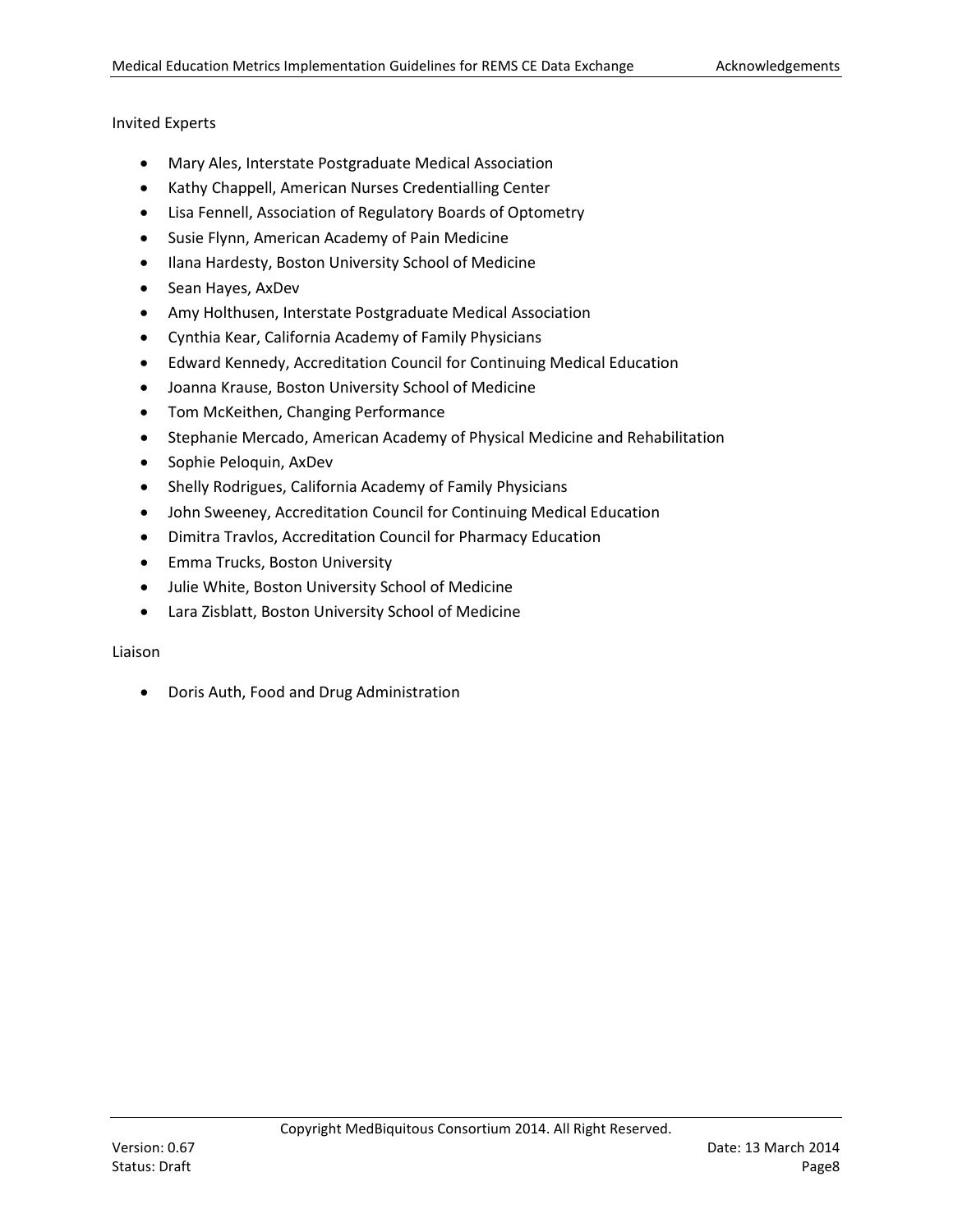Invited Experts

- Mary Ales, Interstate Postgraduate Medical Association
- Kathy Chappell, American Nurses Credentialling Center
- Lisa Fennell, Association of Regulatory Boards of Optometry
- Susie Flynn, American Academy of Pain Medicine
- Ilana Hardesty, Boston University School of Medicine
- Sean Hayes, AxDev
- Amy Holthusen, Interstate Postgraduate Medical Association
- Cynthia Kear, California Academy of Family Physicians
- Edward Kennedy, Accreditation Council for Continuing Medical Education
- Joanna Krause, Boston University School of Medicine
- Tom McKeithen, Changing Performance
- Stephanie Mercado, American Academy of Physical Medicine and Rehabilitation
- Sophie Peloquin, AxDev
- Shelly Rodrigues, California Academy of Family Physicians
- John Sweeney, Accreditation Council for Continuing Medical Education
- Dimitra Travlos, Accreditation Council for Pharmacy Education
- Emma Trucks, Boston University
- Julie White, Boston University School of Medicine
- Lara Zisblatt, Boston University School of Medicine

Liaison

- Doris Auth, Food and Drug Administration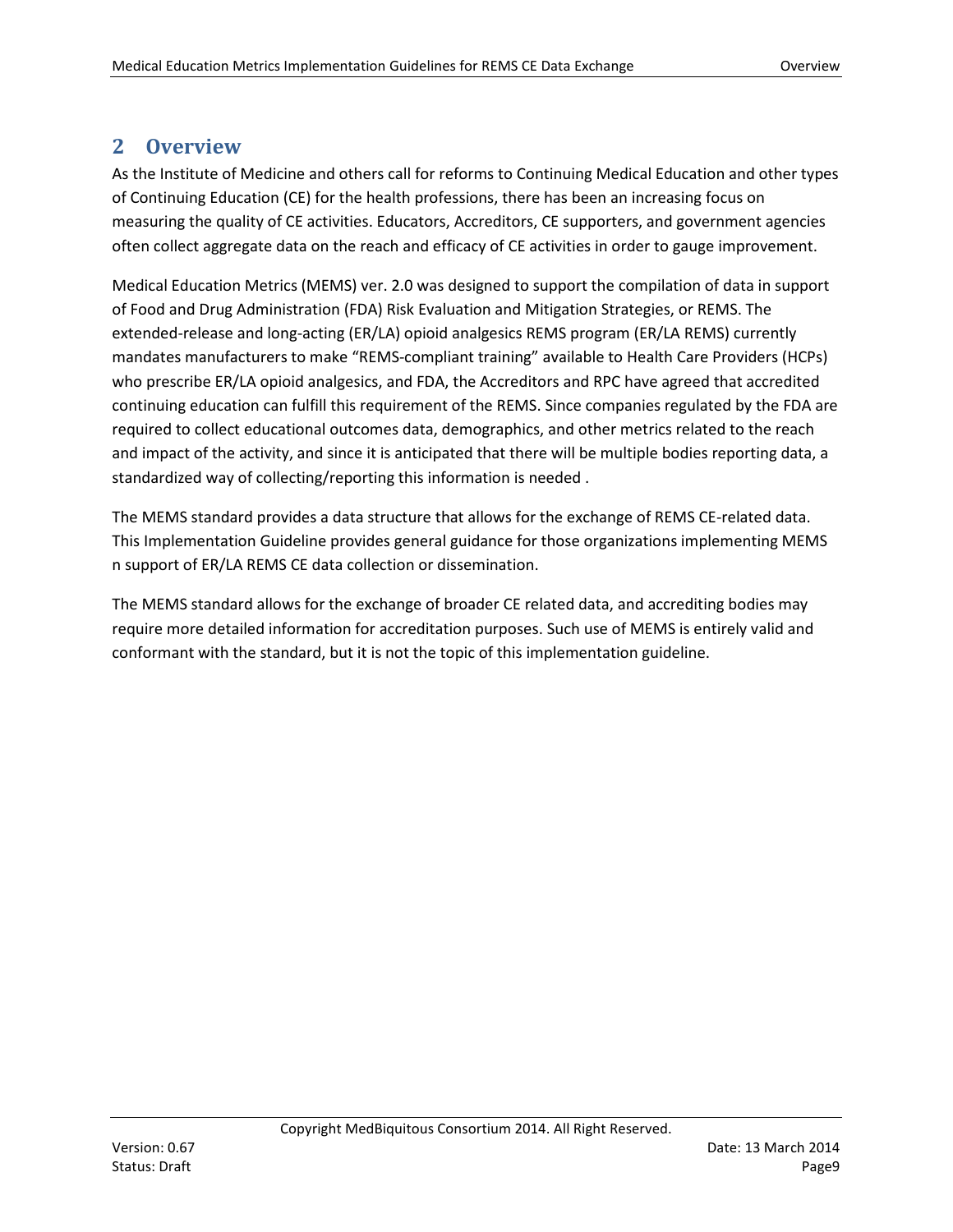# 2 Overview

As the Institute of Medicine and others call for reforms to Continuing Medical Education and other types of Continuing Education (CE) for the health professions, there has been an increasing focus on measuring the quality of CE activities. Educators, Accreditors, CE supporters, and government agencies often collect aggregate data on the reach and efficacy of CE activities in order to gauge improvement.

Medical Education Metrics (MEMS) ver. 2.0 was designed to support the compilation of data in support of Food and Drug Administration (FDA) Risk Evaluation and Mitigation Strategies, or REMS. The extended-release and long-acting (ER/LA) opioid analgesics REMS program (ER/LA REMS) currently mandates manufacturers to make "REMS-compliant training" available to Health Care Providers (HCPs) who prescribe ER/LA opioid analgesics, and FDA, the Accreditors and RPC have agreed that accredited continuing education can fulfill this requirement of the REMS. Since companies regulated by the FDA are required to collect educational outcomes data, demographics, and other metrics related to the reach and impact of the activity, and since it is anticipated that there will be multiple bodies reporting data, a standardized way of collecting/reporting this information is needed .

The MEMS standard provides a data structure that allows for the exchange of REMS CE-related data. This Implementation Guideline provides general guidance for those organizations implementing MEMS n support of ER/LA REMS CE data collection or dissemination.

The MEMS standard allows for the exchange of broader CE related data, and accrediting bodies may require more detailed information for accreditation purposes. Such use of MEMS is entirely valid and conformant with the standard, but it is not the topic of this implementation guideline.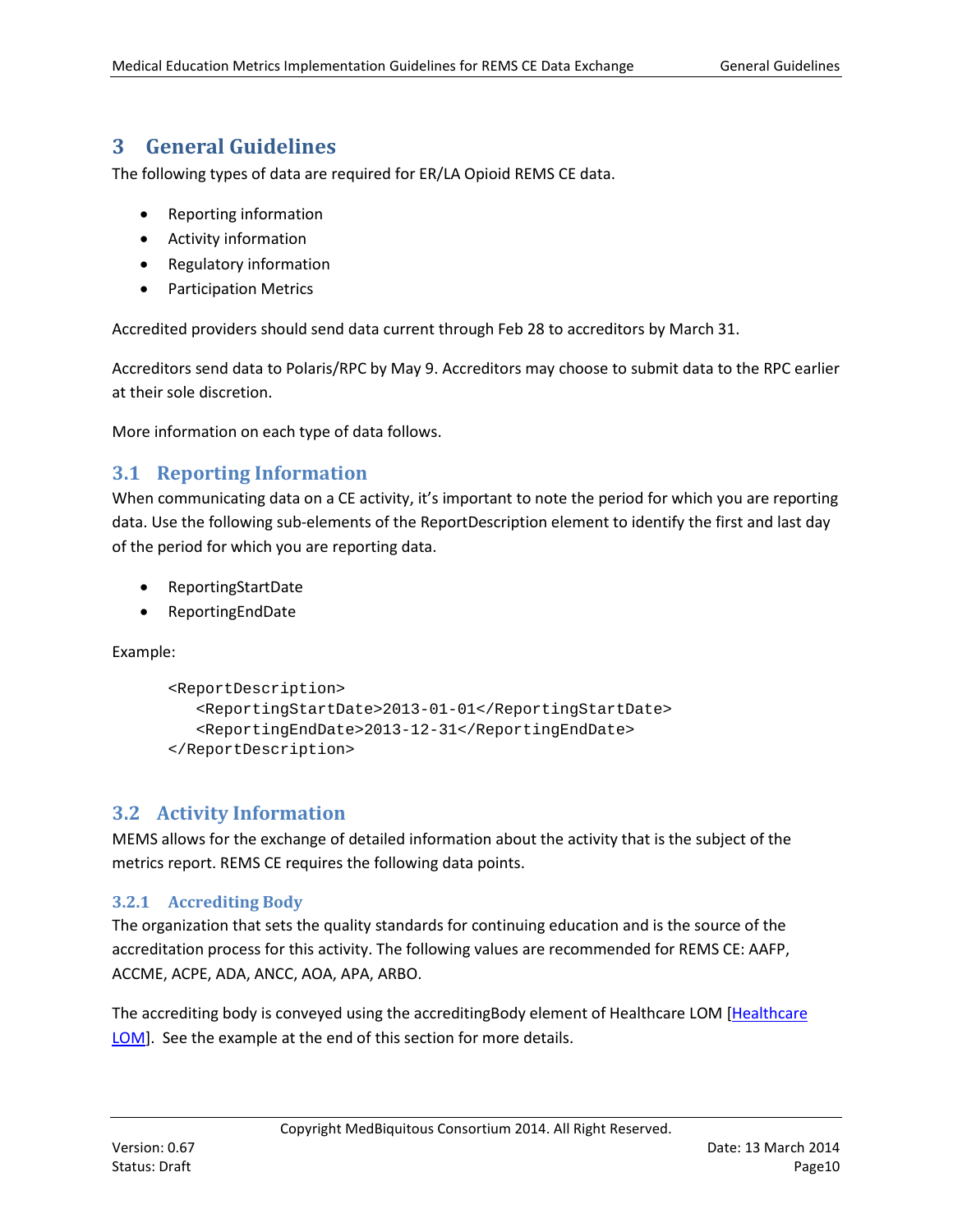# 3 General Guidelines

The following types of data are required for ER/LA Opioid REMS CE data.

- Reporting information
- Activity information
- Regulatory information
- Participation Metrics

Accredited providers should send data current through Feb 28 to accreditors by March 31.

Accreditors send data to Polaris/RPC by May 9. Accreditors may choose to submit data to the RPC earlier at their sole discretion.

More information on each type of data follows.

## 3.1 Reporting Information

When communicating data on a CE activity, it's important to note the period for which you are reporting data. Use the following sub-elements of the ReportDescription element to identify the first and last day of the period for which you are reporting data.

- ReportingStartDate
- ReportingEndDate

Example:

```
<ReportDescription>
   <ReportingStartDate>2013-01-01</ReportingStartDate>
   <ReportingEndDate>2013-12-31</ReportingEndDate>
</ReportDescription>
```

## 3.2 Activity Information

MEMS allows for the exchange of detailed information about the activity that is the subject of the metrics report. REMS CE requires the following data points.

### 3.2.1 Accrediting Body

The organization that sets the quality standards for continuing education and is the source of the accreditation process for this activity. The following values are recommended for REMS CE: AAFP, ACCME, ACPE, ADA, ANCC, AOA, APA, ARBO.

The accrediting body is conveyed using the accreditingBody element of Healthcare LOM [Healthcare LOM]. See the example at the end of this section for more details.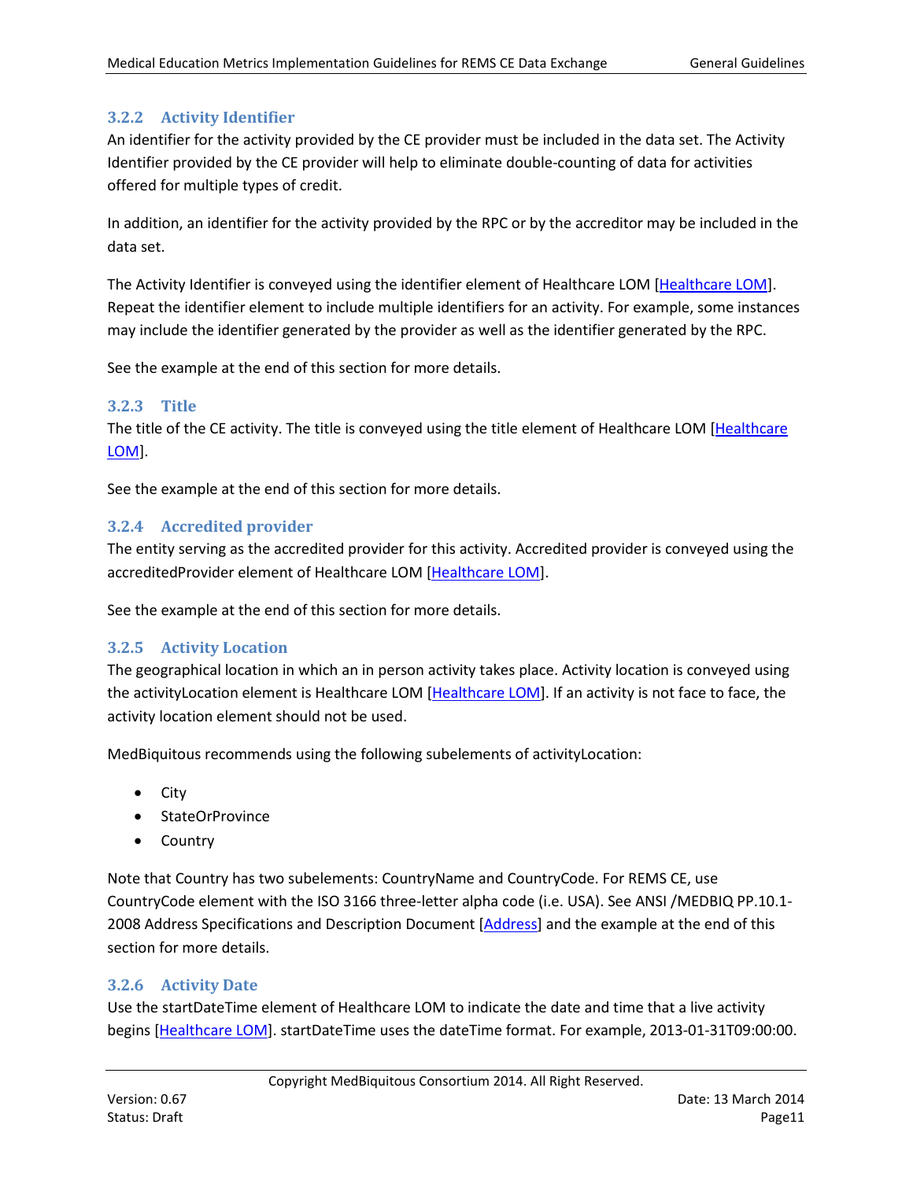### 3.2.2 Activity Identifier

An identifier for the activity provided by the CE provider must be included in the data set. The Activity Identifier provided by the CE provider will help to eliminate double-counting of data for activities offered for multiple types of credit.

In addition, an identifier for the activity provided by the RPC or by the accreditor may be included in the data set.

The Activity Identifier is conveyed using the identifier element of Healthcare LOM [Healthcare LOM]. Repeat the identifier element to include multiple identifiers for an activity. For example, some instances may include the identifier generated by the provider as well as the identifier generated by the RPC.

See the example at the end of this section for more details.

### 3.2.3 Title

The title of the CE activity. The title is conveyed using the title element of Healthcare LOM [Healthcare LOM].

See the example at the end of this section for more details.

### 3.2.4 Accredited provider

The entity serving as the accredited provider for this activity. Accredited provider is conveyed using the accreditedProvider element of Healthcare LOM [Healthcare LOM].

See the example at the end of this section for more details.

### 3.2.5 Activity Location

The geographical location in which an in person activity takes place. Activity location is conveyed using the activityLocation element is Healthcare LOM [Healthcare LOM]. If an activity is not face to face, the activity location element should not be used.

MedBiquitous recommends using the following subelements of activityLocation:

- City
- StateOrProvince
- Country

Note that Country has two subelements: CountryName and CountryCode. For REMS CE, use CountryCode element with the ISO 3166 three-letter alpha code (i.e. USA). See ANSI /MEDBIQ PP.10.1-2008 Address Specifications and Description Document [Address] and the example at the end of this section for more details.

### 3.2.6 Activity Date

Use the startDateTime element of Healthcare LOM to indicate the date and time that a live activity begins [Healthcare LOM]. startDateTime uses the dateTime format. For example, 2013-01-31T09:00:00.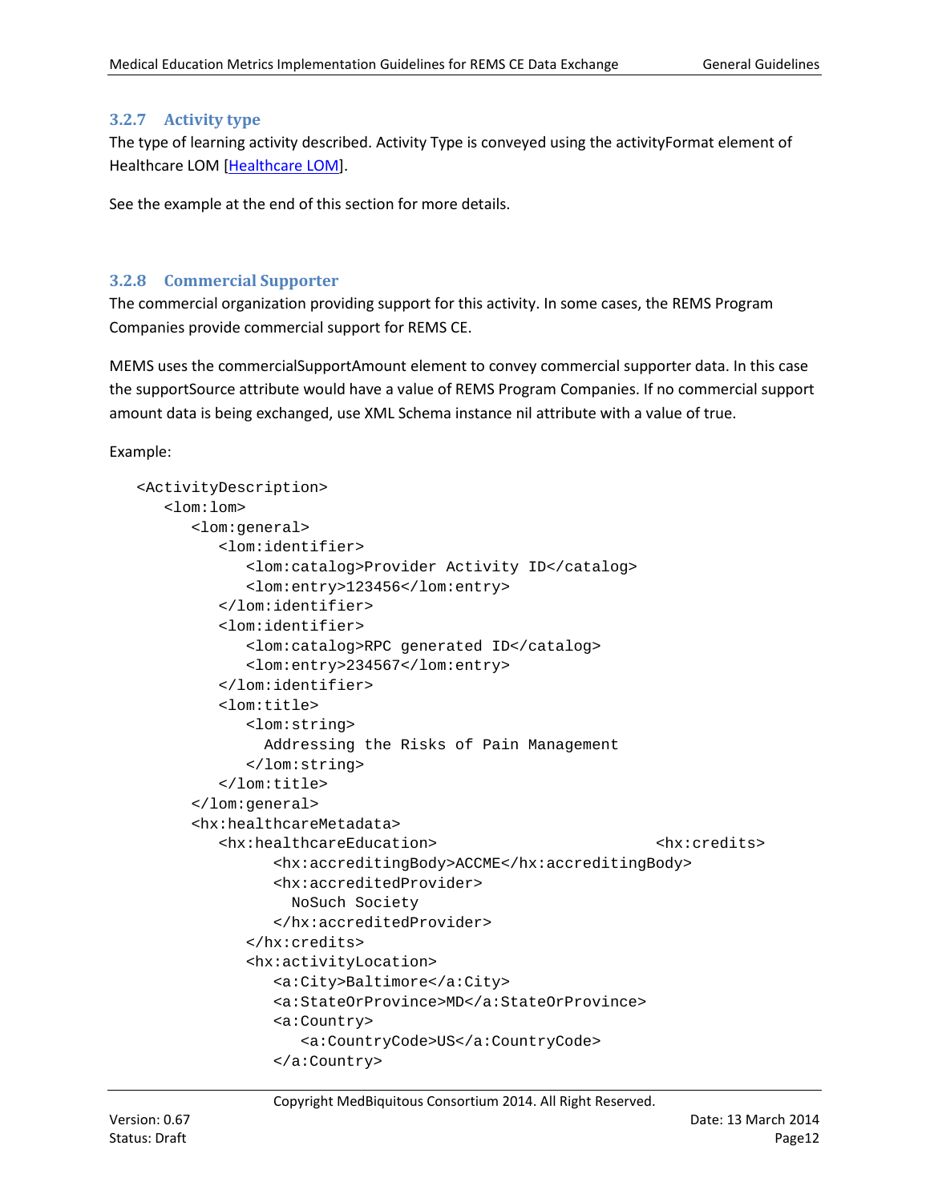### 3.2.7 Activity type

The type of learning activity described. Activity Type is conveyed using the activityFormat element of Healthcare LOM [Healthcare LOM].

See the example at the end of this section for more details.

### 3.2.8 Commercial Supporter

The commercial organization providing support for this activity. In some cases, the REMS Program Companies provide commercial support for REMS CE.

MEMS uses the commercialSupportAmount element to convey commercial supporter data. In this case the supportSource attribute would have a value of REMS Program Companies. If no commercial support amount data is being exchanged, use XML Schema instance nil attribute with a value of true.

Example:

```
<ActivityDescription>
   <lom:lom>
      <lom:general>
         <lom:identifier>
            <lom:catalog>Provider Activity ID</catalog>
            <lom:entry>123456</lom:entry>
         </lom:identifier>
         <lom:identifier>
            <lom:catalog>RPC generated ID</catalog>
            <lom:entry>234567</lom:entry>
         </lom:identifier>
         <lom:title>
            <lom:string>
              Addressing the Risks of Pain Management
            </lom:string>
         </lom:title>
      </lom:general>
      <hx:healthcareMetadata>
         <hx:healthcareEducation>                        <hx:credits>
               <hx:accreditingBody>ACCME</hx:accreditingBody>
               <hx:accreditedProvider>
                 NoSuch Society
               </hx:accreditedProvider>
            </hx:credits>
            <hx:activityLocation>
               <a:City>Baltimore</a:City>
               <a:StateOrProvince>MD</a:StateOrProvince>
               <a:Country>
                  <a:CountryCode>US</a:CountryCode>
               </a:Country>
```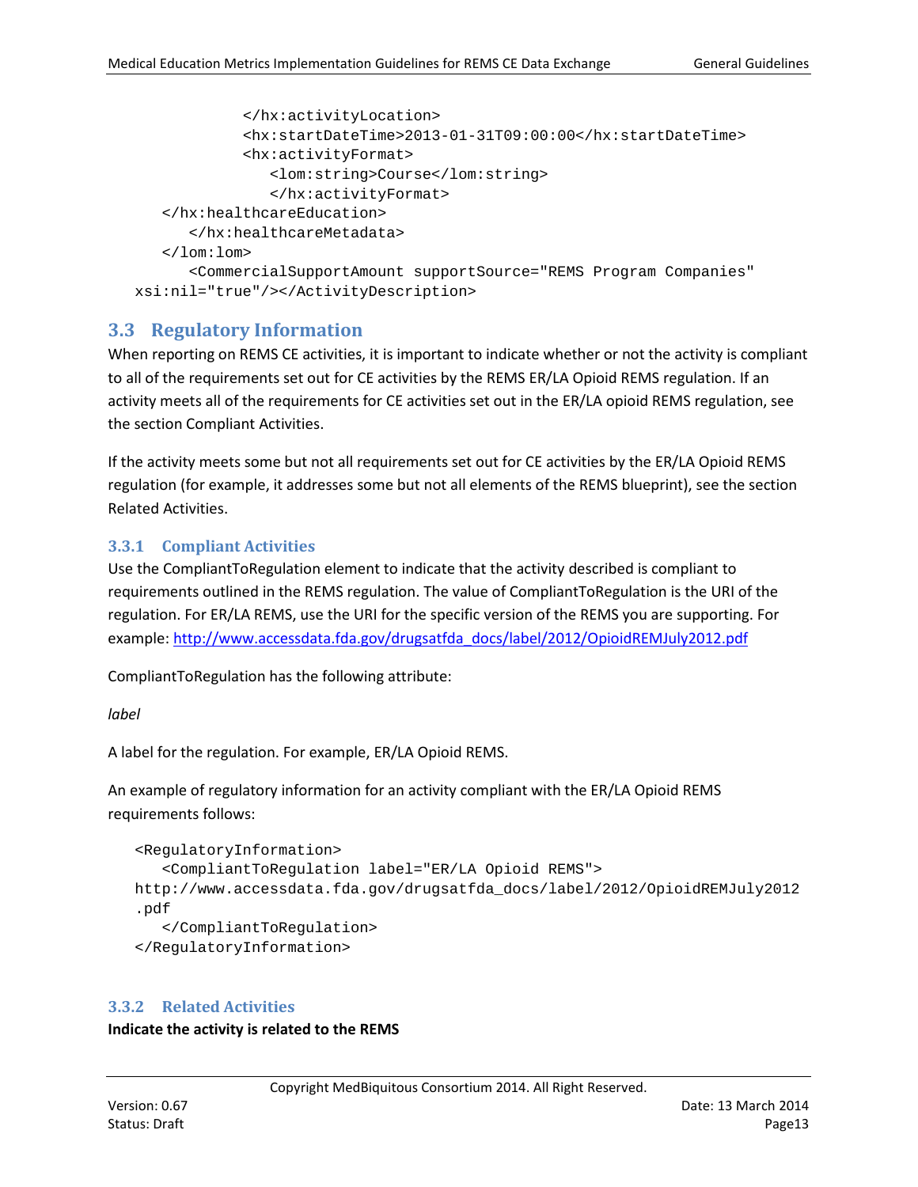```
            </hx:activityLocation>
            <hx:startDateTime>2013-01-31T09:00:00</hx:startDateTime>
            <hx:activityFormat>
               <lom:string>Course</lom:string>
               </hx:activityFormat>
   </hx:healthcareEducation>
      </hx:healthcareMetadata>
   </lom:lom>
      <CommercialSupportAmount supportSource="REMS Program Companies"
xsi:nil="true"/></ActivityDescription>
```

## 3.3 Regulatory Information

When reporting on REMS CE activities, it is important to indicate whether or not the activity is compliant to all of the requirements set out for CE activities by the REMS ER/LA Opioid REMS regulation. If an activity meets all of the requirements for CE activities set out in the ER/LA opioid REMS regulation, see the section Compliant Activities.

If the activity meets some but not all requirements set out for CE activities by the ER/LA Opioid REMS regulation (for example, it addresses some but not all elements of the REMS blueprint), see the section Related Activities.

### 3.3.1 Compliant Activities

Use the CompliantToRegulation element to indicate that the activity described is compliant to requirements outlined in the REMS regulation. The value of CompliantToRegulation is the URI of the regulation. For ER/LA REMS, use the URI for the specific version of the REMS you are supporting. For example: http://www.accessdata.fda.gov/drugsatfda_docs/label/2012/OpioidREMJuly2012.pdf

CompliantToRegulation has the following attribute:

*label*

A label for the regulation. For example, ER/LA Opioid REMS.

An example of regulatory information for an activity compliant with the ER/LA Opioid REMS requirements follows:

```
<RegulatoryInformation>
   <CompliantToRegulation label="ER/LA Opioid REMS">
http://www.accessdata.fda.gov/drugsatfda_docs/label/2012/OpioidREMJuly2012
.pdf
   </CompliantToRegulation>
</RegulatoryInformation>
```

### 3.3.2 Related Activities

**Indicate the activity is related to the REMS**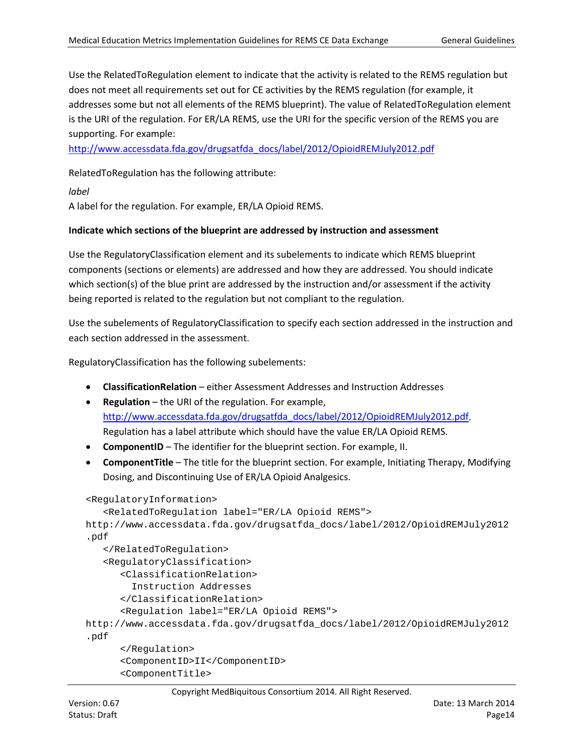Use the RelatedToRegulation element to indicate that the activity is related to the REMS regulation but does not meet all requirements set out for CE activities by the REMS regulation (for example, it addresses some but not all elements of the REMS blueprint). The value of RelatedToRegulation element is the URI of the regulation. For ER/LA REMS, use the URI for the specific version of the REMS you are supporting. For example: http://www.accessdata.fda.gov/drugsatfda_docs/label/2012/OpioidREMJuly2012.pdf

RelatedToRegulation has the following attribute:

*label*
A label for the regulation. For example, ER/LA Opioid REMS.

**Indicate which sections of the blueprint are addressed by instruction and assessment**

Use the RegulatoryClassification element and its subelements to indicate which REMS blueprint components (sections or elements) are addressed and how they are addressed. You should indicate which section(s) of the blue print are addressed by the instruction and/or assessment if the activity being reported is related to the regulation but not compliant to the regulation.

Use the subelements of RegulatoryClassification to specify each section addressed in the instruction and each section addressed in the assessment.

RegulatoryClassification has the following subelements:

- **ClassificationRelation** – either Assessment Addresses and Instruction Addresses
- **Regulation** – the URI of the regulation. For example, http://www.accessdata.fda.gov/drugsatfda_docs/label/2012/OpioidREMJuly2012.pdf. Regulation has a label attribute which should have the value ER/LA Opioid REMS.
- **ComponentID** – The identifier for the blueprint section. For example, II.
- **ComponentTitle** – The title for the blueprint section. For example, Initiating Therapy, Modifying Dosing, and Discontinuing Use of ER/LA Opioid Analgesics.

```
<RegulatoryInformation>
   <RelatedToRegulation label="ER/LA Opioid REMS">
http://www.accessdata.fda.gov/drugsatfda_docs/label/2012/OpioidREMJuly2012
.pdf
   </RelatedToRegulation>
   <RegulatoryClassification>
      <ClassificationRelation>
        Instruction Addresses
      </ClassificationRelation>
      <Regulation label="ER/LA Opioid REMS">
http://www.accessdata.fda.gov/drugsatfda_docs/label/2012/OpioidREMJuly2012
.pdf
      </Regulation>
      <ComponentID>II</ComponentID>
      <ComponentTitle>
```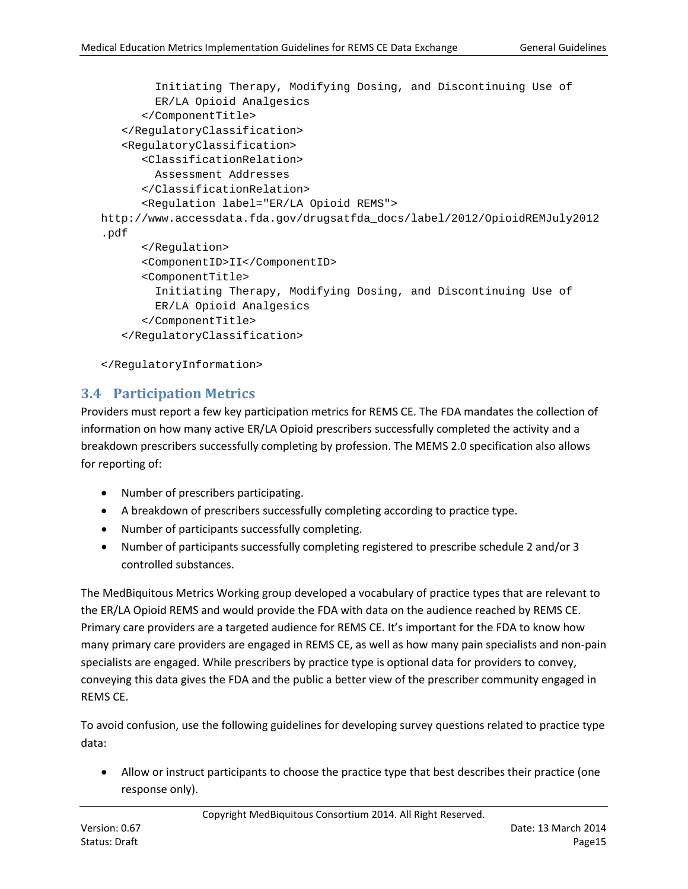```
        Initiating Therapy, Modifying Dosing, and Discontinuing Use of
        ER/LA Opioid Analgesics
      </ComponentTitle>
   </RegulatoryClassification>
   <RegulatoryClassification>
      <ClassificationRelation>
        Assessment Addresses
      </ClassificationRelation>
      <Regulation label="ER/LA Opioid REMS">
http://www.accessdata.fda.gov/drugsatfda_docs/label/2012/OpioidREMJuly2012
.pdf
      </Regulation>
      <ComponentID>II</ComponentID>
      <ComponentTitle>
        Initiating Therapy, Modifying Dosing, and Discontinuing Use of
        ER/LA Opioid Analgesics
      </ComponentTitle>
   </RegulatoryClassification>

</RegulatoryInformation>
```

## 3.4 Participation Metrics

Providers must report a few key participation metrics for REMS CE. The FDA mandates the collection of information on how many active ER/LA Opioid prescribers successfully completed the activity and a breakdown prescribers successfully completing by profession. The MEMS 2.0 specification also allows for reporting of:

- Number of prescribers participating.
- A breakdown of prescribers successfully completing according to practice type.
- Number of participants successfully completing.
- Number of participants successfully completing registered to prescribe schedule 2 and/or 3 controlled substances.

The MedBiquitous Metrics Working group developed a vocabulary of practice types that are relevant to the ER/LA Opioid REMS and would provide the FDA with data on the audience reached by REMS CE. Primary care providers are a targeted audience for REMS CE. It's important for the FDA to know how many primary care providers are engaged in REMS CE, as well as how many pain specialists and non-pain specialists are engaged. While prescribers by practice type is optional data for providers to convey, conveying this data gives the FDA and the public a better view of the prescriber community engaged in REMS CE.

To avoid confusion, use the following guidelines for developing survey questions related to practice type data:

- Allow or instruct participants to choose the practice type that best describes their practice (one response only).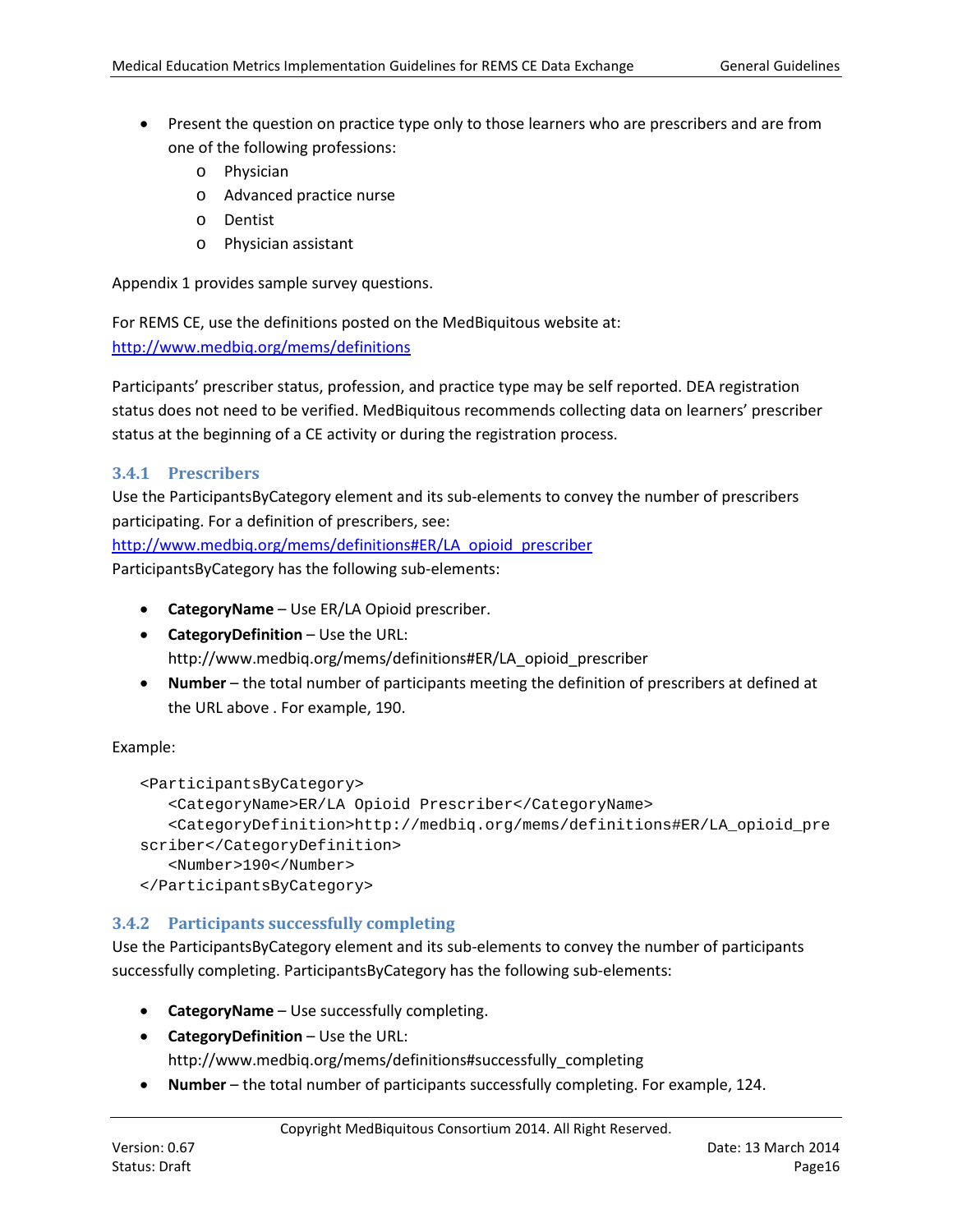- Present the question on practice type only to those learners who are prescribers and are from one of the following professions:
    - Physician
    - Advanced practice nurse
    - Dentist
    - Physician assistant

Appendix 1 provides sample survey questions.

For REMS CE, use the definitions posted on the MedBiquitous website at: http://www.medbiq.org/mems/definitions

Participants' prescriber status, profession, and practice type may be self reported. DEA registration status does not need to be verified. MedBiquitous recommends collecting data on learners' prescriber status at the beginning of a CE activity or during the registration process.

### 3.4.1 Prescribers

Use the ParticipantsByCategory element and its sub-elements to convey the number of prescribers participating. For a definition of prescribers, see: http://www.medbiq.org/mems/definitions#ER/LA_opioid_prescriber
ParticipantsByCategory has the following sub-elements:

- **CategoryName** – Use ER/LA Opioid prescriber.
- **CategoryDefinition** – Use the URL: http://www.medbiq.org/mems/definitions#ER/LA_opioid_prescriber
- **Number** – the total number of participants meeting the definition of prescribers at defined at the URL above . For example, 190.

Example:

```
<ParticipantsByCategory>
   <CategoryName>ER/LA Opioid Prescriber</CategoryName>
   <CategoryDefinition>http://medbiq.org/mems/definitions#ER/LA_opioid_pre
scriber</CategoryDefinition>
   <Number>190</Number>
</ParticipantsByCategory>
```

### 3.4.2 Participants successfully completing

Use the ParticipantsByCategory element and its sub-elements to convey the number of participants successfully completing. ParticipantsByCategory has the following sub-elements:

- **CategoryName** – Use successfully completing.
- **CategoryDefinition** – Use the URL: http://www.medbiq.org/mems/definitions#successfully_completing
- **Number** – the total number of participants successfully completing. For example, 124.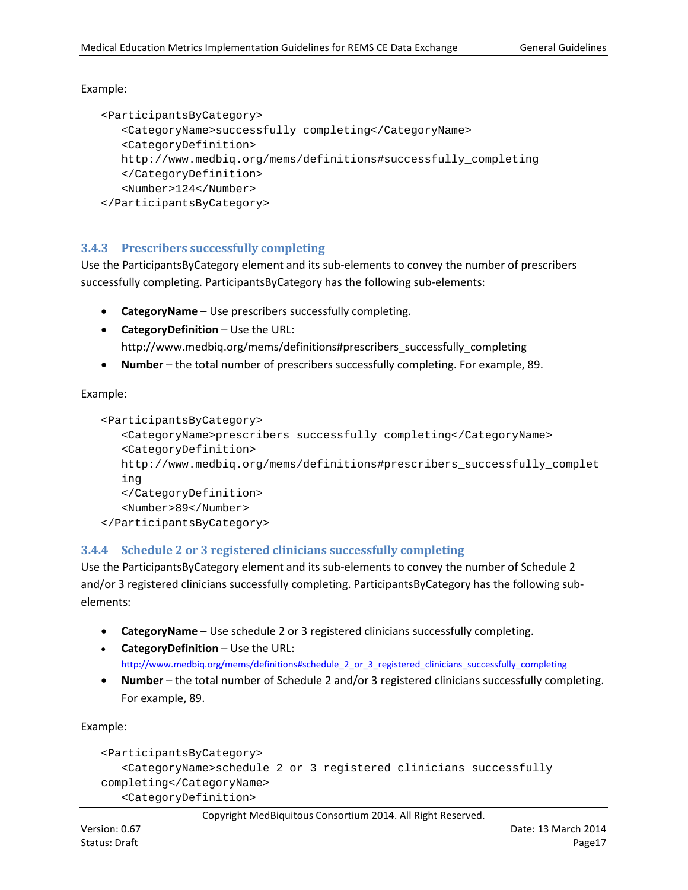Example:

```
<ParticipantsByCategory>
   <CategoryName>successfully completing</CategoryName>
   <CategoryDefinition>
   http://www.medbiq.org/mems/definitions#successfully_completing
   </CategoryDefinition>
   <Number>124</Number>
</ParticipantsByCategory>
```

### 3.4.3 Prescribers successfully completing

Use the ParticipantsByCategory element and its sub-elements to convey the number of prescribers successfully completing. ParticipantsByCategory has the following sub-elements:

- **CategoryName** – Use prescribers successfully completing.
- **CategoryDefinition** – Use the URL: http://www.medbiq.org/mems/definitions#prescribers_successfully_completing
- **Number** – the total number of prescribers successfully completing. For example, 89.

Example:

```
<ParticipantsByCategory>
   <CategoryName>prescribers successfully completing</CategoryName>
   <CategoryDefinition>
   http://www.medbiq.org/mems/definitions#prescribers_successfully_complet
   ing
   </CategoryDefinition>
   <Number>89</Number>
</ParticipantsByCategory>
```

### 3.4.4 Schedule 2 or 3 registered clinicians successfully completing

Use the ParticipantsByCategory element and its sub-elements to convey the number of Schedule 2 and/or 3 registered clinicians successfully completing. ParticipantsByCategory has the following sub-elements:

- **CategoryName** – Use schedule 2 or 3 registered clinicians successfully completing.
- **CategoryDefinition** – Use the URL: http://www.medbiq.org/mems/definitions#schedule_2_or_3_registered_clinicians_successfully_completing
- **Number** – the total number of Schedule 2 and/or 3 registered clinicians successfully completing. For example, 89.

Example:

```
<ParticipantsByCategory>
   <CategoryName>schedule 2 or 3 registered clinicians successfully
completing</CategoryName>
   <CategoryDefinition>
```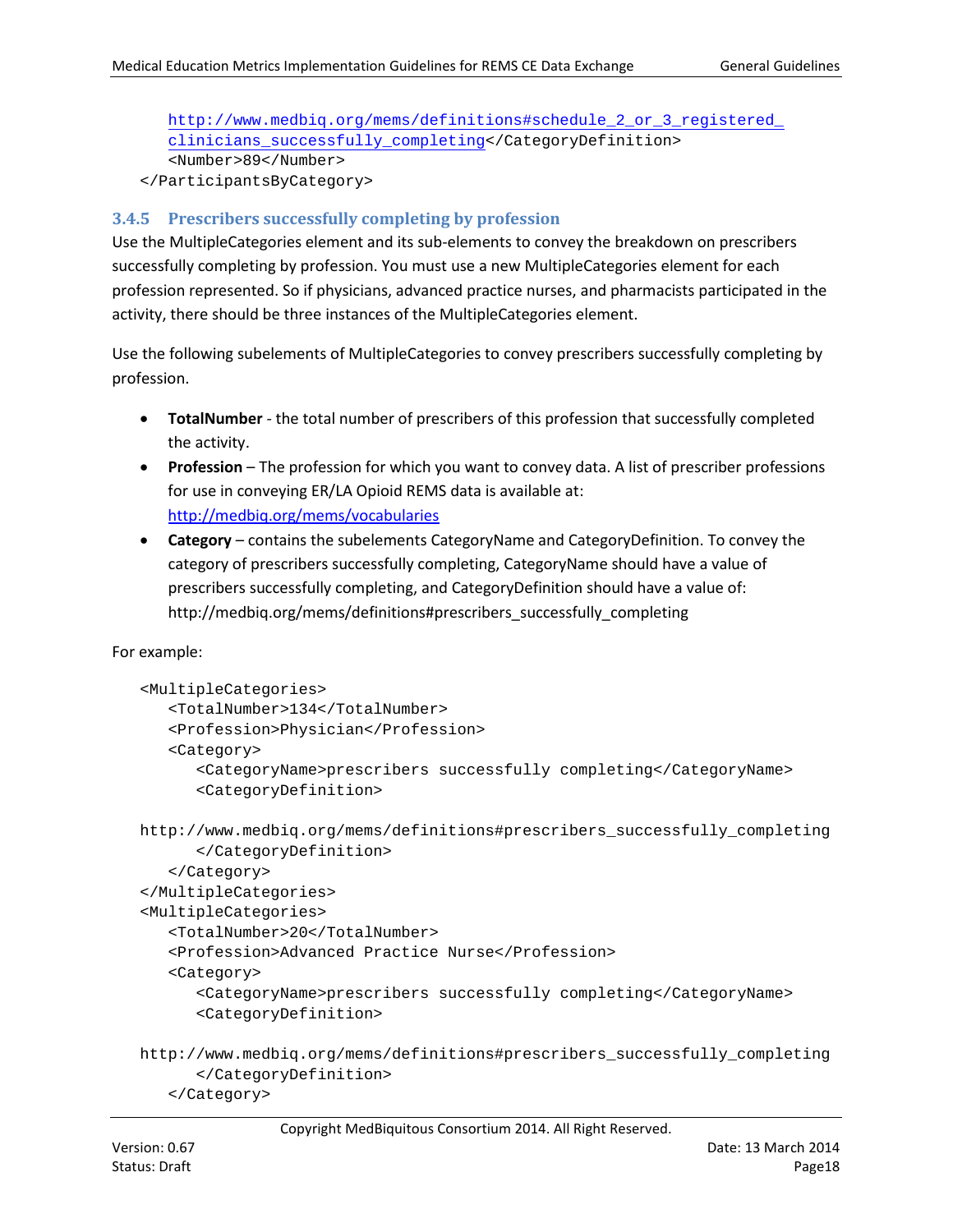```
    http://www.medbiq.org/mems/definitions#schedule_2_or_3_registered_
    clinicians_successfully_completing</CategoryDefinition>
    <Number>89</Number>
</ParticipantsByCategory>
```

### 3.4.5 Prescribers successfully completing by profession

Use the MultipleCategories element and its sub-elements to convey the breakdown on prescribers successfully completing by profession. You must use a new MultipleCategories element for each profession represented. So if physicians, advanced practice nurses, and pharmacists participated in the activity, there should be three instances of the MultipleCategories element.

Use the following subelements of MultipleCategories to convey prescribers successfully completing by profession.

- **TotalNumber** - the total number of prescribers of this profession that successfully completed the activity.
- **Profession** – The profession for which you want to convey data. A list of prescriber professions for use in conveying ER/LA Opioid REMS data is available at: http://medbiq.org/mems/vocabularies
- **Category** – contains the subelements CategoryName and CategoryDefinition. To convey the category of prescribers successfully completing, CategoryName should have a value of prescribers successfully completing, and CategoryDefinition should have a value of: http://medbiq.org/mems/definitions#prescribers_successfully_completing

For example:

```
<MultipleCategories>
   <TotalNumber>134</TotalNumber>
   <Profession>Physician</Profession>
   <Category>
      <CategoryName>prescribers successfully completing</CategoryName>
      <CategoryDefinition>

http://www.medbiq.org/mems/definitions#prescribers_successfully_completing
      </CategoryDefinition>
   </Category>
</MultipleCategories>
<MultipleCategories>
   <TotalNumber>20</TotalNumber>
   <Profession>Advanced Practice Nurse</Profession>
   <Category>
      <CategoryName>prescribers successfully completing</CategoryName>
      <CategoryDefinition>

http://www.medbiq.org/mems/definitions#prescribers_successfully_completing
      </CategoryDefinition>
   </Category>
```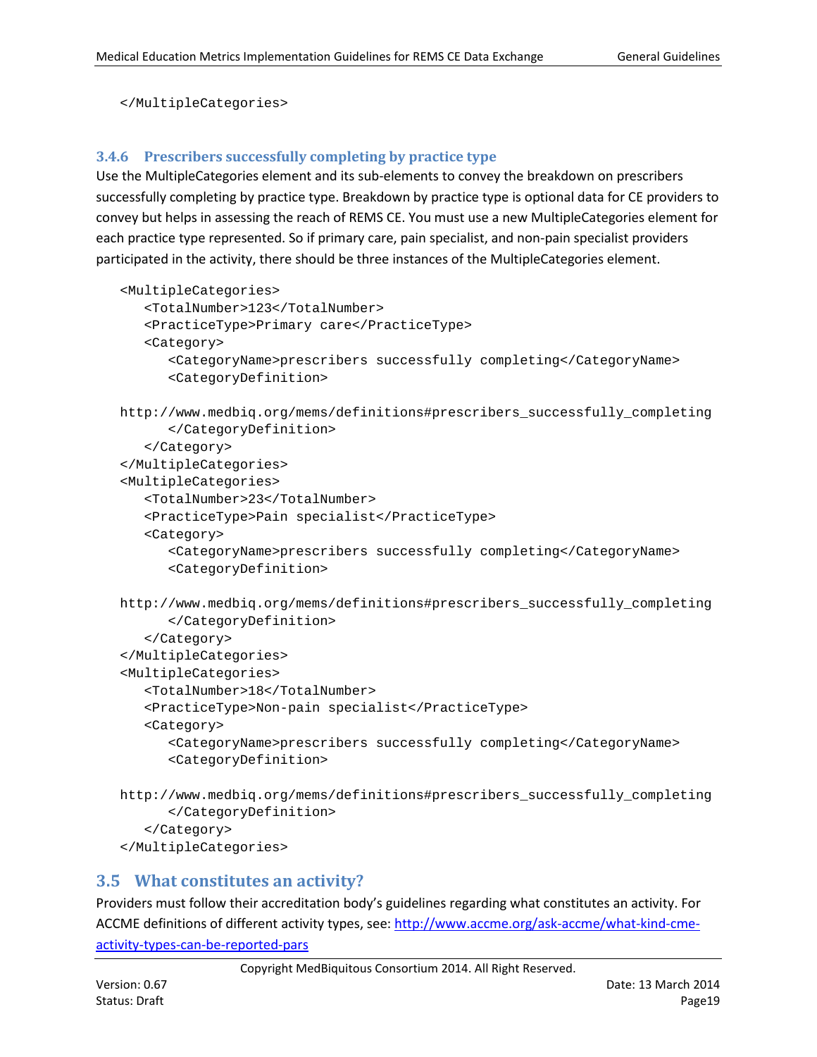```
</MultipleCategories>
```

### 3.4.6 Prescribers successfully completing by practice type

Use the MultipleCategories element and its sub-elements to convey the breakdown on prescribers successfully completing by practice type. Breakdown by practice type is optional data for CE providers to convey but helps in assessing the reach of REMS CE. You must use a new MultipleCategories element for each practice type represented. So if primary care, pain specialist, and non-pain specialist providers participated in the activity, there should be three instances of the MultipleCategories element.

```
<MultipleCategories>
   <TotalNumber>123</TotalNumber>
   <PracticeType>Primary care</PracticeType>
   <Category>
      <CategoryName>prescribers successfully completing</CategoryName>
      <CategoryDefinition>

http://www.medbiq.org/mems/definitions#prescribers_successfully_completing
      </CategoryDefinition>
   </Category>
</MultipleCategories>
<MultipleCategories>
   <TotalNumber>23</TotalNumber>
   <PracticeType>Pain specialist</PracticeType>
   <Category>
      <CategoryName>prescribers successfully completing</CategoryName>
      <CategoryDefinition>

http://www.medbiq.org/mems/definitions#prescribers_successfully_completing
      </CategoryDefinition>
   </Category>
</MultipleCategories>
<MultipleCategories>
   <TotalNumber>18</TotalNumber>
   <PracticeType>Non-pain specialist</PracticeType>
   <Category>
      <CategoryName>prescribers successfully completing</CategoryName>
      <CategoryDefinition>

http://www.medbiq.org/mems/definitions#prescribers_successfully_completing
      </CategoryDefinition>
   </Category>
</MultipleCategories>
```

## 3.5 What constitutes an activity?

Providers must follow their accreditation body's guidelines regarding what constitutes an activity. For ACCME definitions of different activity types, see: [http://www.accme.org/ask-accme/what-kind-cme-activity-types-can-be-reported-pars](http://www.accme.org/ask-accme/what-kind-cme-activity-types-can-be-reported-pars)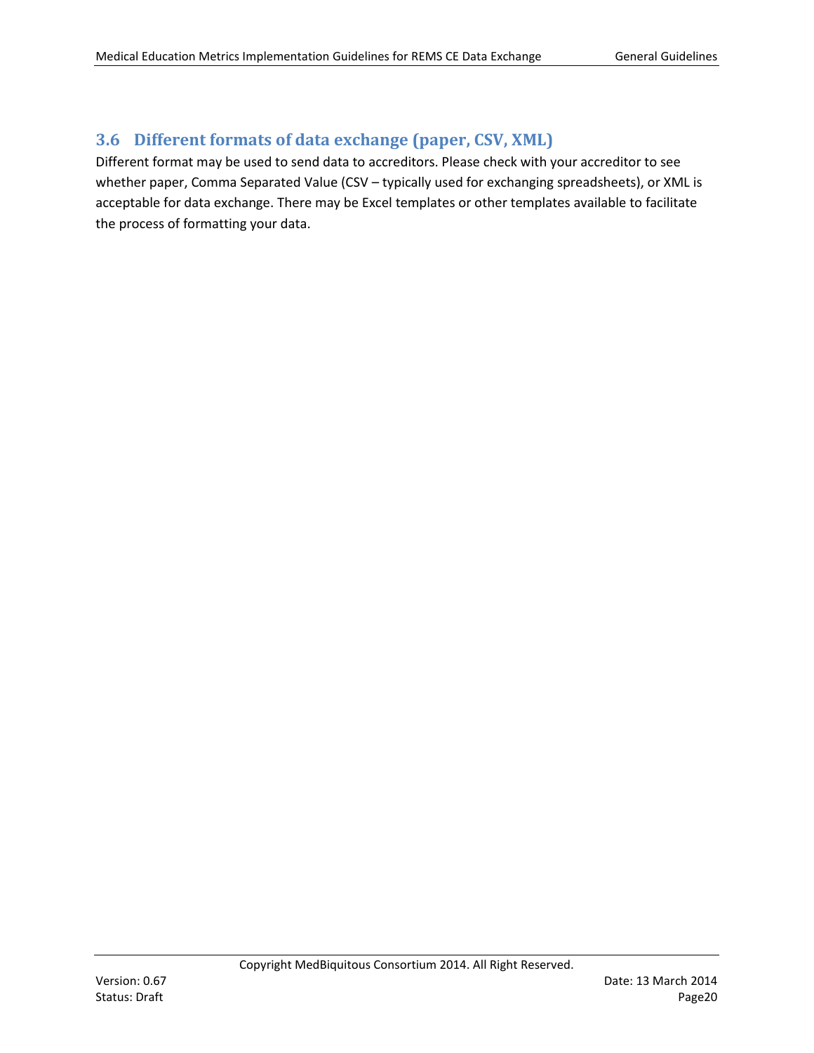## 3.6 Different formats of data exchange (paper, CSV, XML)

Different format may be used to send data to accreditors. Please check with your accreditor to see whether paper, Comma Separated Value (CSV – typically used for exchanging spreadsheets), or XML is acceptable for data exchange. There may be Excel templates or other templates available to facilitate the process of formatting your data.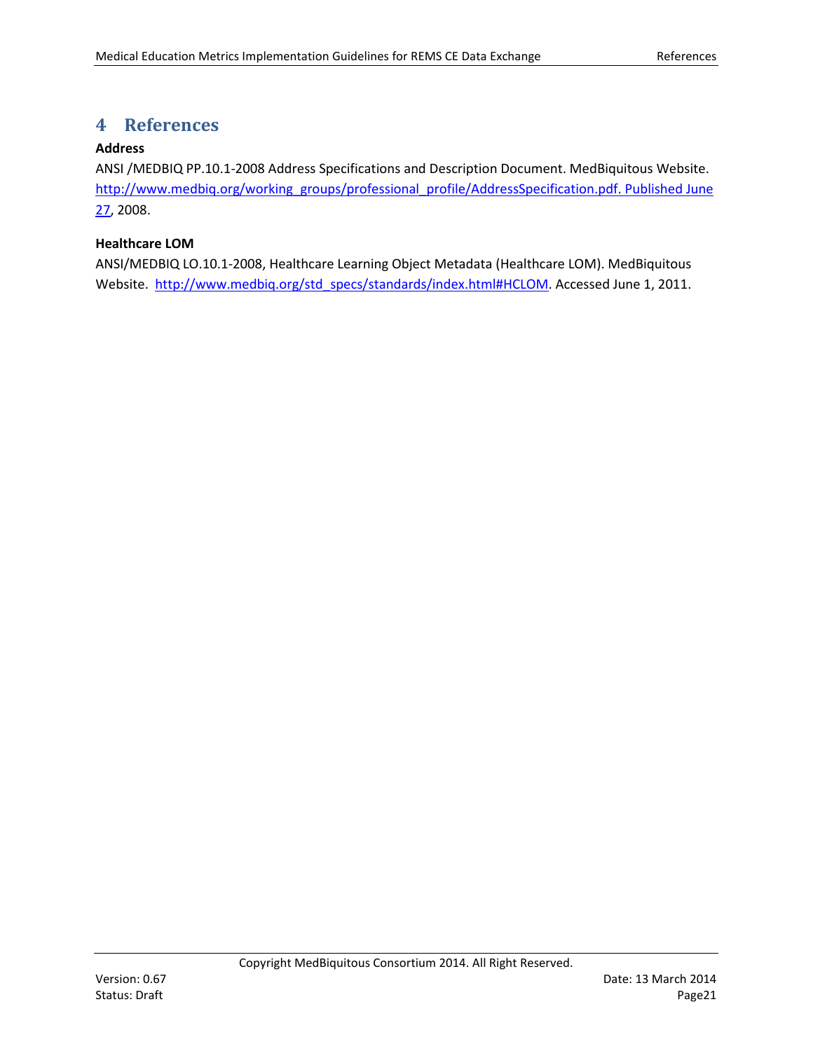# 4 References

**Address**

ANSI /MEDBIQ PP.10.1-2008 Address Specifications and Description Document. MedBiquitous Website. http://www.medbiq.org/working_groups/professional_profile/AddressSpecification.pdf. Published June 27, 2008.

**Healthcare LOM**

ANSI/MEDBIQ LO.10.1-2008, Healthcare Learning Object Metadata (Healthcare LOM). MedBiquitous Website. http://www.medbiq.org/std_specs/standards/index.html#HCLOM. Accessed June 1, 2011.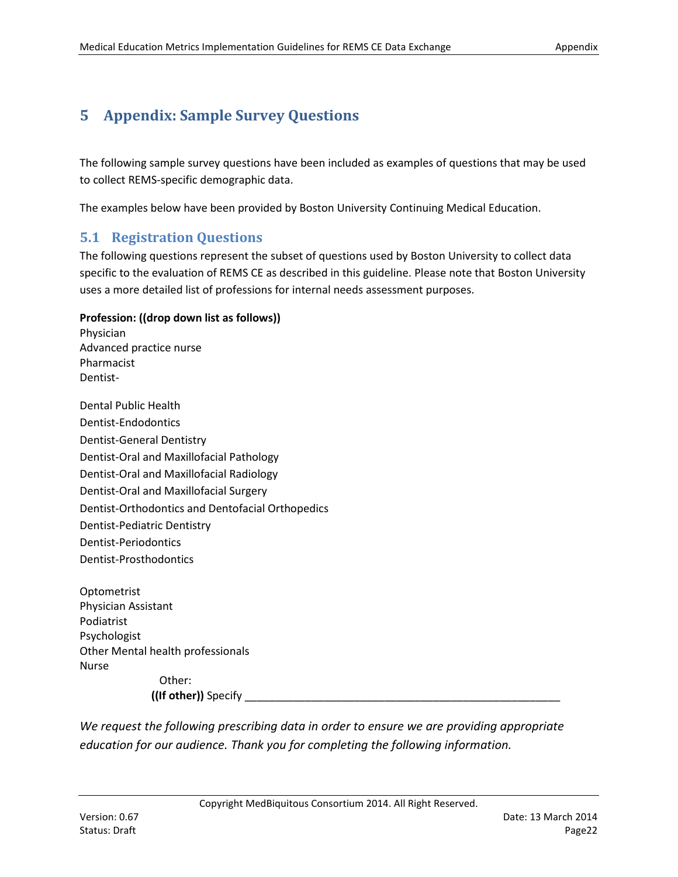# 5 Appendix: Sample Survey Questions

The following sample survey questions have been included as examples of questions that may be used to collect REMS-specific demographic data.

The examples below have been provided by Boston University Continuing Medical Education.

## 5.1 Registration Questions

The following questions represent the subset of questions used by Boston University to collect data specific to the evaluation of REMS CE as described in this guideline. Please note that Boston University uses a more detailed list of professions for internal needs assessment purposes.

**Profession: ((drop down list as follows))**
Physician
Advanced practice nurse
Pharmacist
Dentist-

Dental Public Health
Dentist-Endodontics
Dentist-General Dentistry
Dentist-Oral and Maxillofacial Pathology
Dentist-Oral and Maxillofacial Radiology
Dentist-Oral and Maxillofacial Surgery
Dentist-Orthodontics and Dentofacial Orthopedics
Dentist-Pediatric Dentistry
Dentist-Periodontics
Dentist-Prosthodontics

Optometrist
Physician Assistant
Podiatrist
Psychologist
Other Mental health professionals
Nurse
Other:
**((If other))** Specify ______________________________________________________

*We request the following prescribing data in order to ensure we are providing appropriate education for our audience. Thank you for completing the following information.*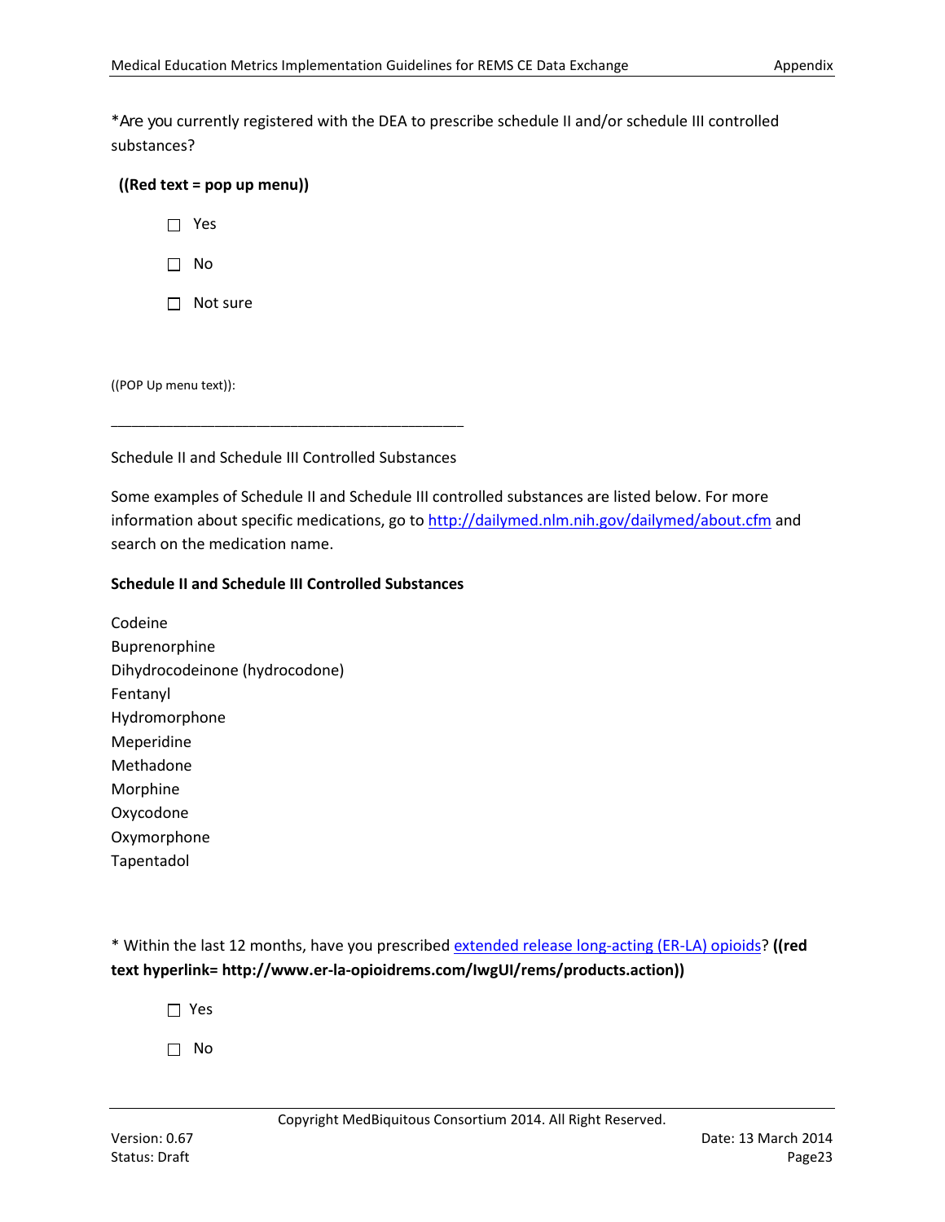*Are you currently registered with the DEA to prescribe schedule II and/or schedule III controlled substances?

**((Red text = pop up menu))**

- ☐ Yes
- ☐ No
- ☐ Not sure

((POP Up menu text)):

_____________________________________________

Schedule II and Schedule III Controlled Substances

Some examples of Schedule II and Schedule III controlled substances are listed below. For more information about specific medications, go to [http://dailymed.nlm.nih.gov/dailymed/about.cfm](http://dailymed.nlm.nih.gov/dailymed/about.cfm) and search on the medication name.

**Schedule II and Schedule III Controlled Substances**

Codeine
Buprenorphine
Dihydrocodeinone (hydrocodone)
Fentanyl
Hydromorphone
Meperidine
Methadone
Morphine
Oxycodone
Oxymorphone
Tapentadol

* Within the last 12 months, have you prescribed [extended release long-acting (ER-LA) opioids](http://www.er-la-opioidrems.com/IwgUI/rems/products.action)? **((red text hyperlink= http://www.er-la-opioidrems.com/IwgUI/rems/products.action))**

- ☐ Yes
- ☐ No